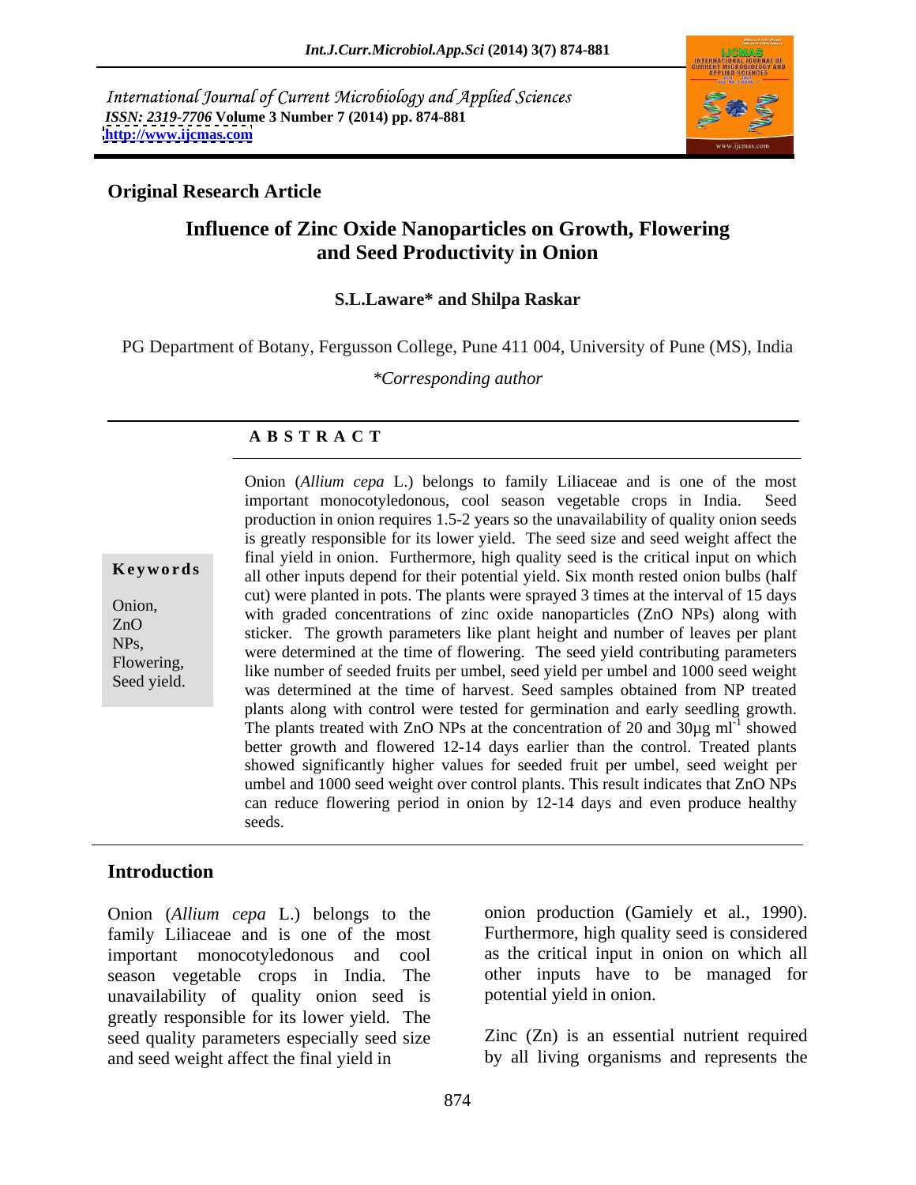International Journal of Current Microbiology and Applied Sciences
*ISSN: 2319-7706* **Volume 3 Number 7 (2014) pp. 874-881**
**http://www.ijcmas.com**

**Original Research Article**

# Influence of Zinc Oxide Nanoparticles on Growth, Flowering and Seed Productivity in Onion

**S.L.Laware\* and Shilpa Raskar**

PG Department of Botany, Fergusson College, Pune 411 004, University of Pune (MS), India

*\*Corresponding author*

## A B S T R A C T

**Keywords**

Onion, ZnO NPs, Flowering, Seed yield.

Onion (*Allium cepa* L.) belongs to family Liliaceae and is one of the most important monocotyledonous, cool season vegetable crops in India. Seed production in onion requires 1.5-2 years so the unavailability of quality onion seeds is greatly responsible for its lower yield. The seed size and seed weight affect the final yield in onion. Furthermore, high quality seed is the critical input on which all other inputs depend for their potential yield. Six month rested onion bulbs (half cut) were planted in pots. The plants were sprayed 3 times at the interval of 15 days with graded concentrations of zinc oxide nanoparticles (ZnO NPs) along with sticker. The growth parameters like plant height and number of leaves per plant were determined at the time of flowering. The seed yield contributing parameters like number of seeded fruits per umbel, seed yield per umbel and 1000 seed weight was determined at the time of harvest. Seed samples obtained from NP treated plants along with control were tested for germination and early seedling growth. The plants treated with ZnO NPs at the concentration of 20 and 30µg $ml^{-1}$ showed better growth and flowered 12-14 days earlier than the control. Treated plants showed significantly higher values for seeded fruit per umbel, seed weight per umbel and 1000 seed weight over control plants. This result indicates that ZnO NPs can reduce flowering period in onion by 12-14 days and even produce healthy seeds.

## Introduction

Onion (*Allium cepa* L.) belongs to the family Liliaceae and is one of the most important monocotyledonous and cool season vegetable crops in India. The unavailability of quality onion seed is greatly responsible for its lower yield. The seed quality parameters especially seed size and seed weight affect the final yield in onion production (Gamiely et al., 1990). Furthermore, high quality seed is considered as the critical input in onion on which all other inputs have to be managed for potential yield in onion.

Zinc (Zn) is an essential nutrient required by all living organisms and represents the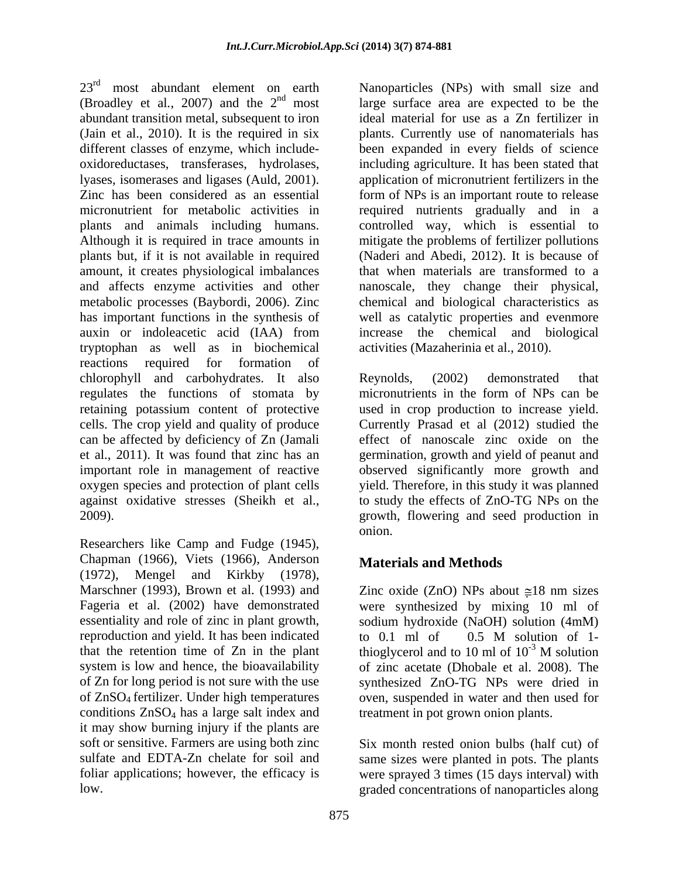23rd most abundant element on earth (Broadley et al., 2007) and the 2nd most abundant transition metal, subsequent to iron (Jain et al., 2010). It is the required in six different classes of enzyme, which include- oxidoreductases, transferases, hydrolases, lyases, isomerases and ligases (Auld, 2001). Zinc has been considered as an essential micronutrient for metabolic activities in plants and animals including humans. Although it is required in trace amounts in plants but, if it is not available in required amount, it creates physiological imbalances and affects enzyme activities and other metabolic processes (Baybordi, 2006). Zinc has important functions in the synthesis of auxin or indoleacetic acid (IAA) from tryptophan as well as in biochemical reactions required for formation of chlorophyll and carbohydrates. It also regulates the functions of stomata by retaining potassium content of protective cells. The crop yield and quality of produce can be affected by deficiency of Zn (Jamali et al., 2011). It was found that zinc has an important role in management of reactive oxygen species and protection of plant cells against oxidative stresses (Sheikh et al., 2009).

Researchers like Camp and Fudge (1945), Chapman (1966), Viets (1966), Anderson (1972), Mengel and Kirkby (1978), Marschner (1993), Brown et al. (1993) and Fageria et al. (2002) have demonstrated essentiality and role of zinc in plant growth, reproduction and yield. It has been indicated that the retention time of Zn in the plant system is low and hence, the bioavailability of Zn for long period is not sure with the use of $ZnSO_4$ fertilizer. Under high temperatures conditions $ZnSO_4$ has a large salt index and it may show burning injury if the plants are soft or sensitive. Farmers are using both zinc sulfate and EDTA-Zn chelate for soil and foliar applications; however, the efficacy is low.

Nanoparticles (NPs) with small size and large surface area are expected to be the ideal material for use as a Zn fertilizer in plants. Currently use of nanomaterials has been expanded in every fields of science including agriculture. It has been stated that application of micronutrient fertilizers in the form of NPs is an important route to release required nutrients gradually and in a controlled way, which is essential to mitigate the problems of fertilizer pollutions (Naderi and Abedi, 2012). It is because of that when materials are transformed to a nanoscale, they change their physical, chemical and biological characteristics as well as catalytic properties and evenmore increase the chemical and biological activities (Mazaherinia et al., 2010).

Reynolds, (2002) demonstrated that micronutrients in the form of NPs can be used in crop production to increase yield. Currently Prasad et al (2012) studied the effect of nanoscale zinc oxide on the germination, growth and yield of peanut and observed significantly more growth and yield. Therefore, in this study it was planned to study the effects of ZnO-TG NPs on the growth, flowering and seed production in onion.

## Materials and Methods

Zinc oxide (ZnO) NPs about ≅18 nm sizes were synthesized by mixing 10 ml of sodium hydroxide (NaOH) solution (4mM) to 0.1 ml of 0.5 M solution of 1-thioglycerol and to 10 ml of $10^{-3}$ M solution of zinc acetate (Dhobale et al. 2008). The synthesized ZnO-TG NPs were dried in oven, suspended in water and then used for treatment in pot grown onion plants.

Six month rested onion bulbs (half cut) of same sizes were planted in pots. The plants were sprayed 3 times (15 days interval) with graded concentrations of nanoparticles along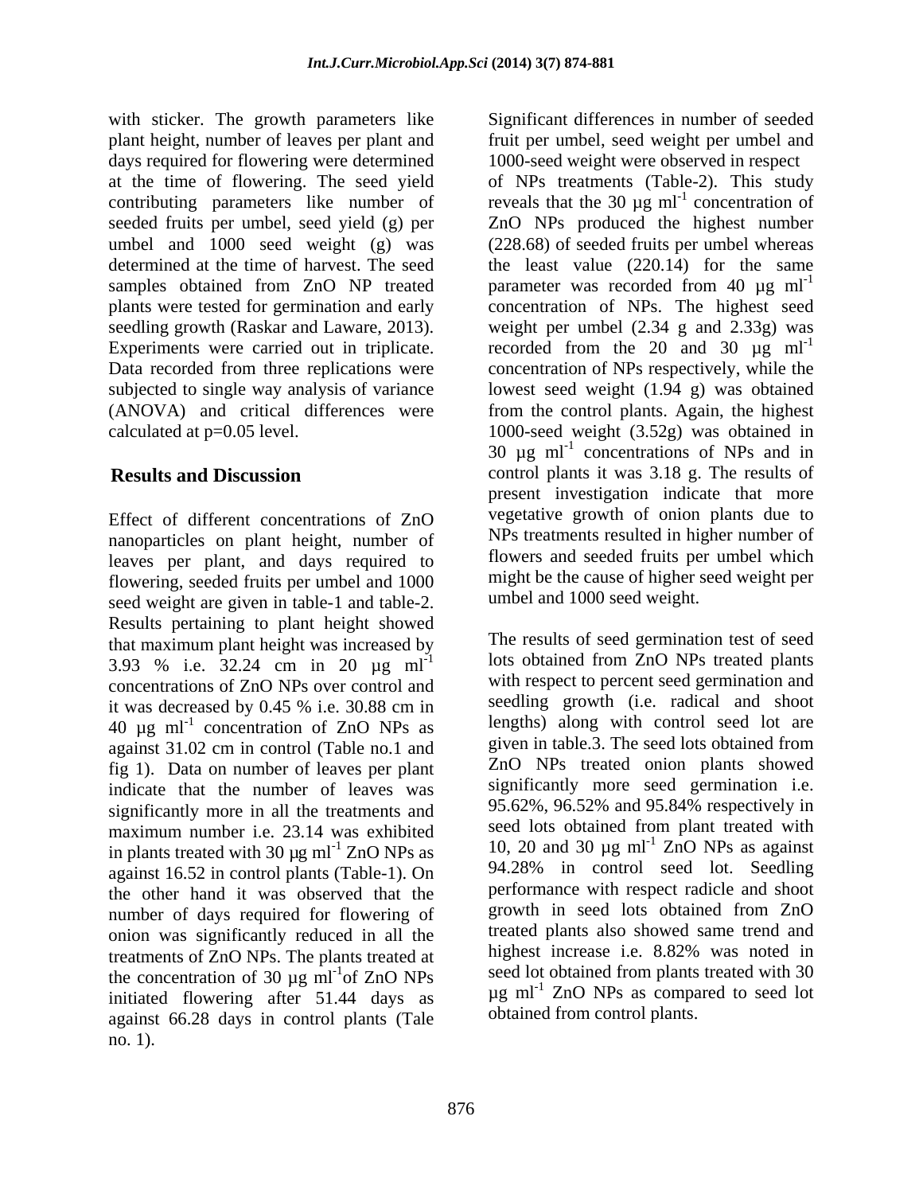with sticker. The growth parameters like plant height, number of leaves per plant and days required for flowering were determined at the time of flowering. The seed yield contributing parameters like number of seeded fruits per umbel, seed yield (g) per umbel and 1000 seed weight (g) was determined at the time of harvest. The seed samples obtained from ZnO NP treated plants were tested for germination and early seedling growth (Raskar and Laware, 2013). Experiments were carried out in triplicate. Data recorded from three replications were subjected to single way analysis of variance (ANOVA) and critical differences were calculated at p=0.05 level.

## Results and Discussion

Effect of different concentrations of ZnO nanoparticles on plant height, number of leaves per plant, and days required to flowering, seeded fruits per umbel and 1000 seed weight are given in table-1 and table-2. Results pertaining to plant height showed that maximum plant height was increased by 3.93 % i.e. 32.24 cm in 20 µg $ml^{-1}$ concentrations of ZnO NPs over control and it was decreased by 0.45 % i.e. 30.88 cm in 40 µg $ml^{-1}$ concentration of ZnO NPs as against 31.02 cm in control (Table no.1 and fig 1). Data on number of leaves per plant indicate that the number of leaves was significantly more in all the treatments and maximum number i.e. 23.14 was exhibited in plants treated with 30 µg $ml^{-1}$ ZnO NPs as against 16.52 in control plants (Table-1). On the other hand it was observed that the number of days required for flowering of onion was significantly reduced in all the treatments of ZnO NPs. The plants treated at the concentration of 30 µg $ml^{-1}$of ZnO NPs initiated flowering after 51.44 days as against 66.28 days in control plants (Tale no. 1).

Significant differences in number of seeded fruit per umbel, seed weight per umbel and 1000-seed weight were observed in respect of NPs treatments (Table-2). This study reveals that the 30 µg $ml^{-1}$ concentration of ZnO NPs produced the highest number (228.68) of seeded fruits per umbel whereas the least value (220.14) for the same parameter was recorded from 40 µg $ml^{-1}$ concentration of NPs. The highest seed weight per umbel (2.34 g and 2.33g) was recorded from the 20 and 30 µg $ml^{-1}$ concentration of NPs respectively, while the lowest seed weight (1.94 g) was obtained from the control plants. Again, the highest 1000-seed weight (3.52g) was obtained in 30 µg $ml^{-1}$ concentrations of NPs and in control plants it was 3.18 g. The results of present investigation indicate that more vegetative growth of onion plants due to NPs treatments resulted in higher number of flowers and seeded fruits per umbel which might be the cause of higher seed weight per umbel and 1000 seed weight.

The results of seed germination test of seed lots obtained from ZnO NPs treated plants with respect to percent seed germination and seedling growth (i.e. radical and shoot lengths) along with control seed lot are given in table.3. The seed lots obtained from ZnO NPs treated onion plants showed significantly more seed germination i.e. 95.62%, 96.52% and 95.84% respectively in seed lots obtained from plant treated with 10, 20 and 30 µg $ml^{-1}$ ZnO NPs as against 94.28% in control seed lot. Seedling performance with respect radicle and shoot growth in seed lots obtained from ZnO treated plants also showed same trend and highest increase i.e. 8.82% was noted in seed lot obtained from plants treated with 30 µg $ml^{-1}$ ZnO NPs as compared to seed lot obtained from control plants.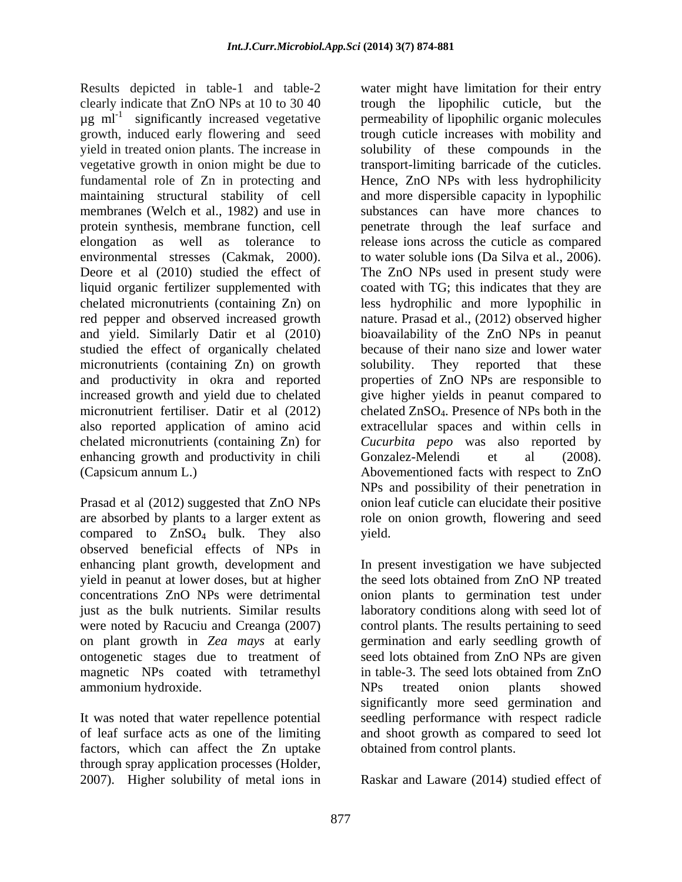Results depicted in table-1 and table-2 clearly indicate that ZnO NPs at 10 to 30 40 μg ml$^{-1}$ significantly increased vegetative growth, induced early flowering and seed yield in treated onion plants. The increase in vegetative growth in onion might be due to fundamental role of Zn in protecting and maintaining structural stability of cell membranes (Welch et al., 1982) and use in protein synthesis, membrane function, cell elongation as well as tolerance to environmental stresses (Cakmak, 2000). Deore et al (2010) studied the effect of liquid organic fertilizer supplemented with chelated micronutrients (containing Zn) on red pepper and observed increased growth and yield. Similarly Datir et al (2010) studied the effect of organically chelated micronutrients (containing Zn) on growth and productivity in okra and reported increased growth and yield due to chelated micronutrient fertiliser. Datir et al (2012) also reported application of amino acid chelated micronutrients (containing Zn) for enhancing growth and productivity in chili (Capsicum annum L.)

Prasad et al (2012) suggested that ZnO NPs are absorbed by plants to a larger extent as compared to $ZnSO_4$ bulk. They also observed beneficial effects of NPs in enhancing plant growth, development and yield in peanut at lower doses, but at higher concentrations ZnO NPs were detrimental just as the bulk nutrients. Similar results were noted by Racuciu and Creanga (2007) on plant growth in *Zea mays* at early ontogenetic stages due to treatment of magnetic NPs coated with tetramethyl ammonium hydroxide.

It was noted that water repellence potential of leaf surface acts as one of the limiting factors, which can affect the Zn uptake through spray application processes (Holder, 2007). Higher solubility of metal ions in water might have limitation for their entry trough the lipophilic cuticle, but the permeability of lipophilic organic molecules trough cuticle increases with mobility and solubility of these compounds in the transport-limiting barricade of the cuticles. Hence, ZnO NPs with less hydrophilicity and more dispersible capacity in lypophilic substances can have more chances to penetrate through the leaf surface and release ions across the cuticle as compared to water soluble ions (Da Silva et al., 2006). The ZnO NPs used in present study were coated with TG; this indicates that they are less hydrophilic and more lypophilic in nature. Prasad et al., (2012) observed higher bioavailability of the ZnO NPs in peanut because of their nano size and lower water solubility. They reported that these properties of ZnO NPs are responsible to give higher yields in peanut compared to chelated $ZnSO_4$. Presence of NPs both in the extracellular spaces and within cells in *Cucurbita pepo* was also reported by Gonzalez-Melendi et al (2008). Abovementioned facts with respect to ZnO NPs and possibility of their penetration in onion leaf cuticle can elucidate their positive role on onion growth, flowering and seed yield.

In present investigation we have subjected the seed lots obtained from ZnO NP treated onion plants to germination test under laboratory conditions along with seed lot of control plants. The results pertaining to seed germination and early seedling growth of seed lots obtained from ZnO NPs are given in table-3. The seed lots obtained from ZnO NPs treated onion plants showed significantly more seed germination and seedling performance with respect radicle and shoot growth as compared to seed lot obtained from control plants.

Raskar and Laware (2014) studied effect of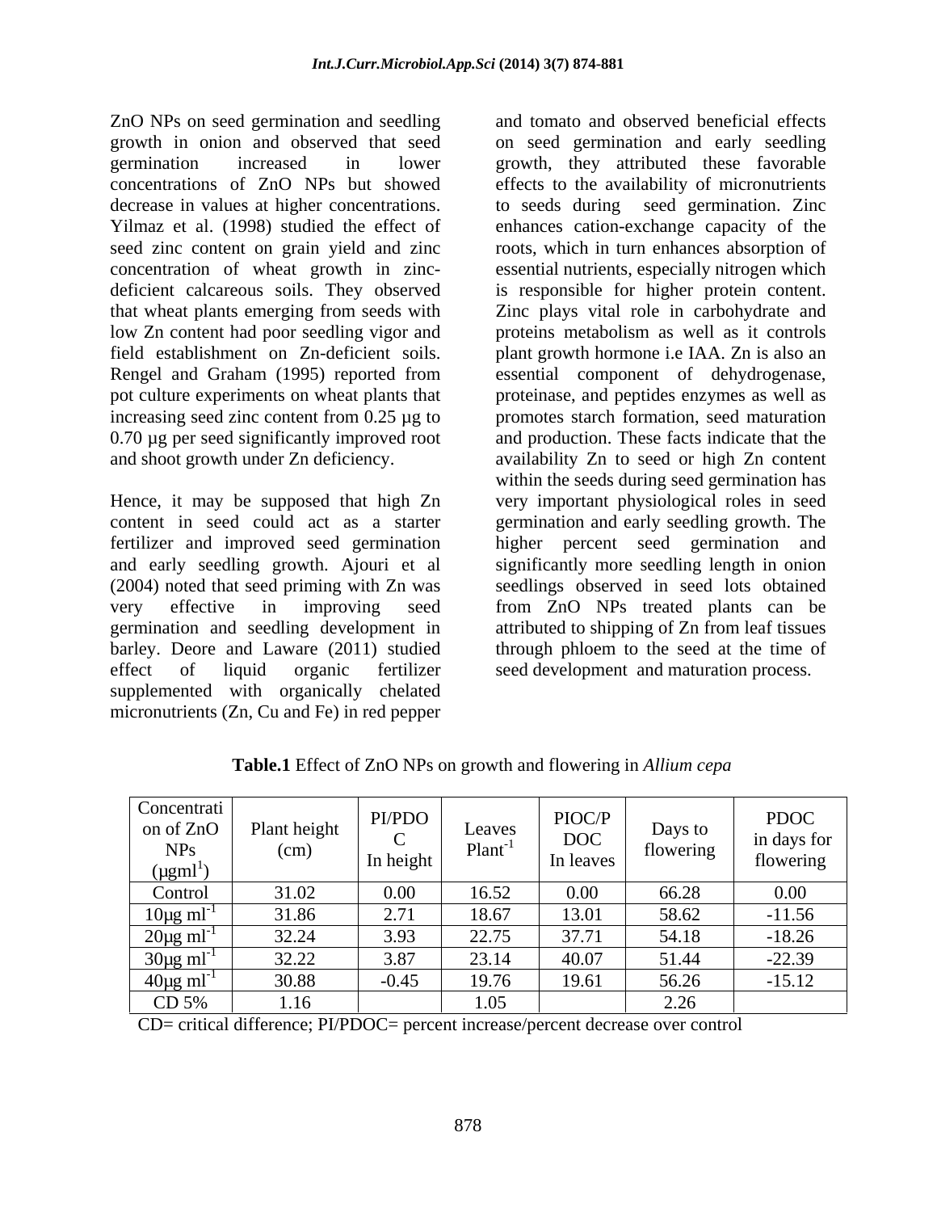ZnO NPs on seed germination and seedling growth in onion and observed that seed germination increased in lower concentrations of ZnO NPs but showed decrease in values at higher concentrations. Yilmaz et al. (1998) studied the effect of seed zinc content on grain yield and zinc concentration of wheat growth in zinc-deficient calcareous soils. They observed that wheat plants emerging from seeds with low Zn content had poor seedling vigor and field establishment on Zn-deficient soils. Rengel and Graham (1995) reported from pot culture experiments on wheat plants that increasing seed zinc content from 0.25 µg to 0.70 µg per seed significantly improved root and shoot growth under Zn deficiency.

Hence, it may be supposed that high Zn content in seed could act as a starter fertilizer and improved seed germination and early seedling growth. Ajouri et al (2004) noted that seed priming with Zn was very effective in improving seed germination and seedling development in barley. Deore and Laware (2011) studied effect of liquid organic fertilizer supplemented with organically chelated micronutrients (Zn, Cu and Fe) in red pepper and tomato and observed beneficial effects on seed germination and early seedling growth, they attributed these favorable effects to the availability of micronutrients to seeds during seed germination. Zinc enhances cation-exchange capacity of the roots, which in turn enhances absorption of essential nutrients, especially nitrogen which is responsible for higher protein content. Zinc plays vital role in carbohydrate and proteins metabolism as well as it controls plant growth hormone i.e IAA. Zn is also an essential component of dehydrogenase, proteinase, and peptides enzymes as well as promotes starch formation, seed maturation and production. These facts indicate that the availability Zn to seed or high Zn content within the seeds during seed germination has very important physiological roles in seed germination and early seedling growth. The higher percent seed germination and significantly more seedling length in onion seedlings observed in seed lots obtained from ZnO NPs treated plants can be attributed to shipping of Zn from leaf tissues through phloem to the seed at the time of seed development and maturation process.

**Table.1** Effect of ZnO NPs on growth and flowering in *Allium cepa*

| Concentration of ZnO NPs (µgml$^{1}$) | Plant height (cm) | PI/PDOC In height | Leaves Plant$^{-1}$ | PIOC/PDOC In leaves | Days to flowering | PDOC in days for flowering |
|---|---|---|---|---|---|---|
| Control | 31.02 | 0.00 | 16.52 | 0.00 | 66.28 | 0.00 |
| 10µg ml$^{-1}$ | 31.86 | 2.71 | 18.67 | 13.01 | 58.62 | -11.56 |
| 20µg ml$^{-1}$ | 32.24 | 3.93 | 22.75 | 37.71 | 54.18 | -18.26 |
| 30µg ml$^{-1}$ | 32.22 | 3.87 | 23.14 | 40.07 | 51.44 | -22.39 |
| 40µg ml$^{-1}$ | 30.88 | -0.45 | 19.76 | 19.61 | 56.26 | -15.12 |
| CD 5% | 1.16 | | 1.05 | | 2.26 | |

CD= critical difference; PI/PDOC= percent increase/percent decrease over control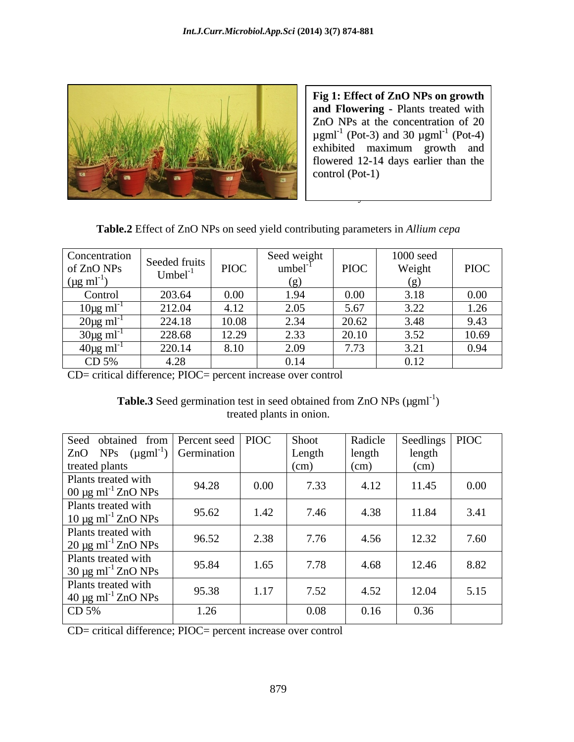**Fig 1: Effect of ZnO NPs on growth and Flowering** - Plants treated with ZnO NPs at the concentration of 20 $\mu g ml^{-1}$ (Pot-3) and 30 $\mu g ml^{-1}$ (Pot-4) exhibited maximum growth and flowered 12-14 days earlier than the control (Pot-1)

**Table.2** Effect of ZnO NPs on seed yield contributing parameters in *Allium cepa*

| Concentration of ZnO NPs ($\mu g\ ml^{-1}$) | Seeded fruits $Umbel^{-1}$ | PIOC | Seed weight $umbel^{-1}$ (g) | PIOC | 1000 seed Weight (g) | PIOC |
|---|---|---|---|---|---|---|
| Control | 203.64 | 0.00 | 1.94 | 0.00 | 3.18 | 0.00 |
| $10\mu g\ ml^{-1}$ | 212.04 | 4.12 | 2.05 | 5.67 | 3.22 | 1.26 |
| $20\mu g\ ml^{-1}$ | 224.18 | 10.08 | 2.34 | 20.62 | 3.48 | 9.43 |
| $30\mu g\ ml^{-1}$ | 228.68 | 12.29 | 2.33 | 20.10 | 3.52 | 10.69 |
| $40\mu g\ ml^{-1}$ | 220.14 | 8.10 | 2.09 | 7.73 | 3.21 | 0.94 |
| CD 5% | 4.28 | | 0.14 | | 0.12 | |

CD= critical difference; PIOC= percent increase over control

**Table.3** Seed germination test in seed obtained from ZnO NPs ($\mu g ml^{-1}$) treated plants in onion.

| Seed obtained from ZnO NPs ($\mu g ml^{-1}$) treated plants | Percent seed Germination | PIOC | Shoot Length (cm) | Radicle length (cm) | Seedlings length (cm) | PIOC |
|---|---|---|---|---|---|---|
| Plants treated with 00 $\mu g\ ml^{-1}$ ZnO NPs | 94.28 | 0.00 | 7.33 | 4.12 | 11.45 | 0.00 |
| Plants treated with 10 $\mu g\ ml^{-1}$ ZnO NPs | 95.62 | 1.42 | 7.46 | 4.38 | 11.84 | 3.41 |
| Plants treated with 20 $\mu g\ ml^{-1}$ ZnO NPs | 96.52 | 2.38 | 7.76 | 4.56 | 12.32 | 7.60 |
| Plants treated with 30 $\mu g\ ml^{-1}$ ZnO NPs | 95.84 | 1.65 | 7.78 | 4.68 | 12.46 | 8.82 |
| Plants treated with 40 $\mu g\ ml^{-1}$ ZnO NPs | 95.38 | 1.17 | 7.52 | 4.52 | 12.04 | 5.15 |
| CD 5% | 1.26 | | 0.08 | 0.16 | 0.36 | |

CD= critical difference; PIOC= percent increase over control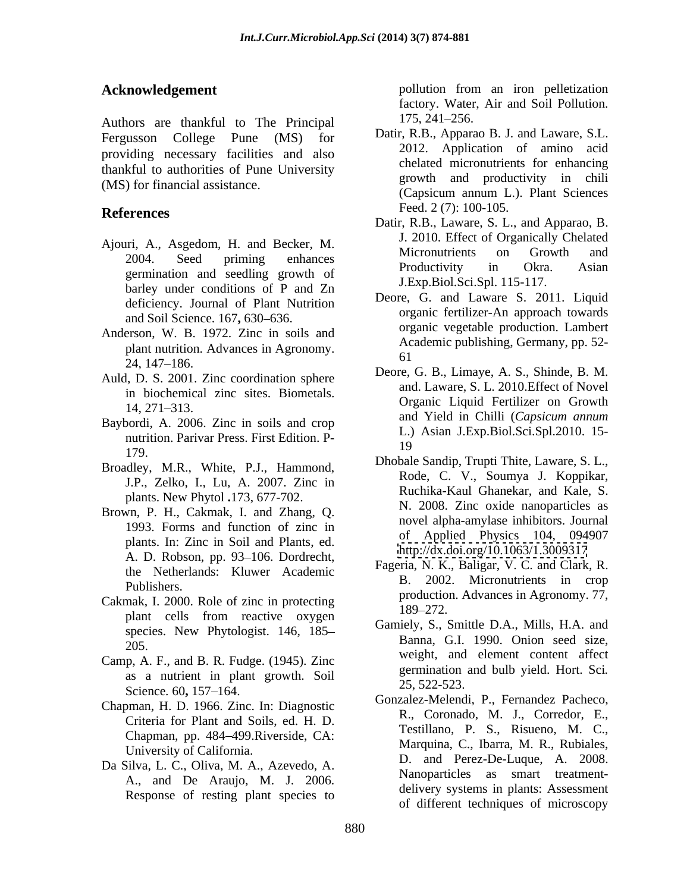## Acknowledgement

Authors are thankful to The Principal Fergusson College Pune (MS) for providing necessary facilities and also thankful to authorities of Pune University (MS) for financial assistance.

## References

Ajouri, A., Asgedom, H. and Becker, M. 2004. Seed priming enhances germination and seedling growth of barley under conditions of P and Zn deficiency. Journal of Plant Nutrition and Soil Science. 167**,** 630–636.

Anderson, W. B. 1972. Zinc in soils and plant nutrition. Advances in Agronomy. 24, 147–186.

Auld, D. S. 2001. Zinc coordination sphere in biochemical zinc sites. Biometals. 14, 271–313.

Baybordi, A. 2006. Zinc in soils and crop nutrition. Parivar Press. First Edition. P-179.

Broadley, M.R., White, P.J., Hammond, J.P., Zelko, I., Lu, A. 2007. Zinc in plants. New Phytol **.**173, 677-702.

Brown, P. H., Cakmak, I. and Zhang, Q. 1993. Forms and function of zinc in plants. In: Zinc in Soil and Plants, ed. A. D. Robson, pp. 93–106. Dordrecht, the Netherlands: Kluwer Academic Publishers.

Cakmak, I. 2000. Role of zinc in protecting plant cells from reactive oxygen species. New Phytologist. 146, 185–205.

Camp, A. F., and B. R. Fudge. (1945). Zinc as a nutrient in plant growth. Soil Science. 60**,** 157–164.

Chapman, H. D. 1966. Zinc. In: Diagnostic Criteria for Plant and Soils, ed. H. D. Chapman, pp. 484–499.Riverside, CA: University of California.

Da Silva, L. C., Oliva, M. A., Azevedo, A. A., and De Araujo, M. J. 2006. Response of resting plant species to pollution from an iron pelletization factory. Water, Air and Soil Pollution. 175, 241–256.

Datir, R.B., Apparao B. J. and Laware, S.L. 2012. Application of amino acid chelated micronutrients for enhancing growth and productivity in chili (Capsicum annum L.). Plant Sciences Feed. 2 (7): 100-105.

Datir, R.B., Laware, S. L., and Apparao, B. J. 2010. Effect of Organically Chelated Micronutrients on Growth and Productivity in Okra. Asian J.Exp.Biol.Sci.Spl. 115-117.

Deore, G. and Laware S. 2011. Liquid organic fertilizer-An approach towards organic vegetable production. Lambert Academic publishing, Germany, pp. 52-61

Deore, G. B., Limaye, A. S., Shinde, B. M. and. Laware, S. L. 2010.Effect of Novel Organic Liquid Fertilizer on Growth and Yield in Chilli (*Capsicum annum* L.) Asian J.Exp.Biol.Sci.Spl.2010. 15-19

Dhobale Sandip, Trupti Thite, Laware, S. L., Rode, C. V., Soumya J. Koppikar, Ruchika-Kaul Ghanekar, and Kale, S. N. 2008. Zinc oxide nanoparticles as novel alpha-amylase inhibitors. Journal of Applied Physics 104, 094907 http://dx.doi.org/10.1063/1.3009317

Fageria, N. K., Baligar, V. C. and Clark, R. B. 2002. Micronutrients in crop production. Advances in Agronomy. 77, 189–272.

Gamiely, S., Smittle D.A., Mills, H.A. and Banna, G.I. 1990. Onion seed size, weight, and element content affect germination and bulb yield. Hort. Sci. 25, 522-523.

Gonzalez-Melendi, P., Fernandez Pacheco, R., Coronado, M. J., Corredor, E., Testillano, P. S., Risueno, M. C., Marquina, C., Ibarra, M. R., Rubiales, D. and Perez-De-Luque, A. 2008. Nanoparticles as smart treatment-delivery systems in plants: Assessment of different techniques of microscopy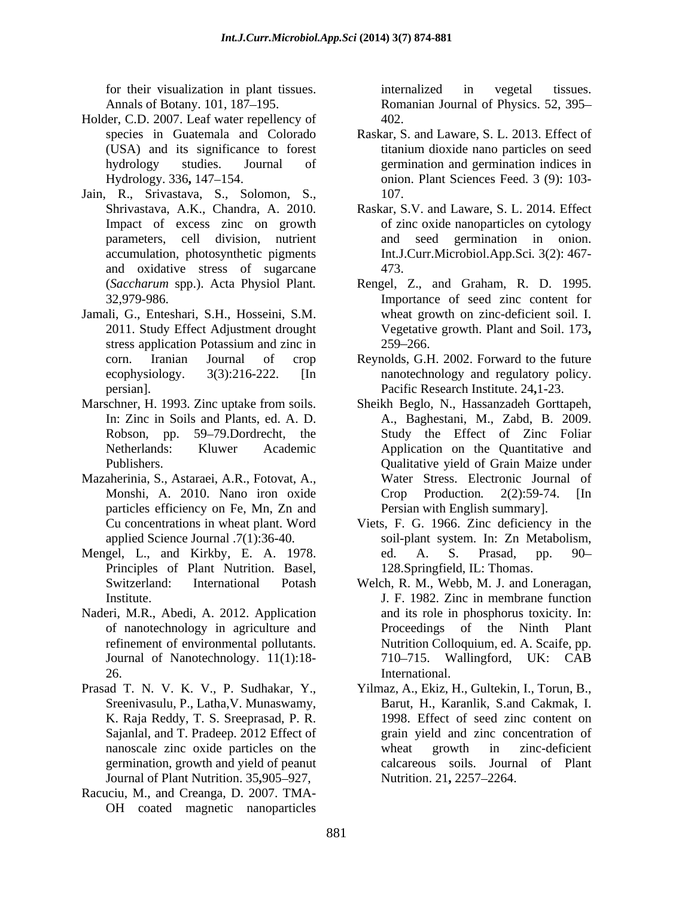for their visualization in plant tissues. Annals of Botany. 101, 187–195.

Holder, C.D. 2007. Leaf water repellency of species in Guatemala and Colorado (USA) and its significance to forest hydrology studies. Journal of Hydrology. 336**,** 147–154.

Jain, R., Srivastava, S., Solomon, S., Shrivastava, A.K., Chandra, A. 2010. Impact of excess zinc on growth parameters, cell division, nutrient accumulation, photosynthetic pigments and oxidative stress of sugarcane (*Saccharum* spp.). Acta Physiol Plant*.* 32,979-986.

Jamali, G., Enteshari, S.H., Hosseini, S.M. 2011. Study Effect Adjustment drought stress application Potassium and zinc in corn. Iranian Journal of crop ecophysiology. 3(3):216-222. [In persian].

Marschner, H. 1993. Zinc uptake from soils. In: Zinc in Soils and Plants, ed. A. D. Robson, pp. 59–79.Dordrecht, the Netherlands: Kluwer Academic Publishers.

Mazaherinia, S., Astaraei, A.R., Fotovat, A., Monshi, A. 2010. Nano iron oxide particles efficiency on Fe, Mn, Zn and Cu concentrations in wheat plant. Word applied Science Journal .7(1):36-40.

Mengel, L., and Kirkby, E. A. 1978. Principles of Plant Nutrition. Basel, Switzerland: International Potash Institute.

Naderi, M.R., Abedi, A. 2012. Application of nanotechnology in agriculture and refinement of environmental pollutants. Journal of Nanotechnology. 11(1):18-26.

Prasad T. N. V. K. V., P. Sudhakar, Y., Sreenivasulu, P., Latha,V. Munaswamy, K. Raja Reddy, T. S. Sreeprasad, P. R. Sajanlal, and T. Pradeep. 2012 Effect of nanoscale zinc oxide particles on the germination, growth and yield of peanut Journal of Plant Nutrition. 35**,**905–927,

Racuciu, M., and Creanga, D. 2007. TMA-OH coated magnetic nanoparticles internalized in vegetal tissues. Romanian Journal of Physics. 52, 395–402.

Raskar, S. and Laware, S. L. 2013. Effect of titanium dioxide nano particles on seed germination and germination indices in onion. Plant Sciences Feed. 3 (9): 103-107.

Raskar, S.V. and Laware, S. L. 2014. Effect of zinc oxide nanoparticles on cytology and seed germination in onion. Int.J.Curr.Microbiol.App.Sci*.* 3(2): 467-473.

Rengel, Z., and Graham, R. D. 1995. Importance of seed zinc content for wheat growth on zinc-deficient soil. I. Vegetative growth. Plant and Soil. 173**,** 259–266.

Reynolds, G.H. 2002. Forward to the future nanotechnology and regulatory policy. Pacific Research Institute. 24**,**1-23.

Sheikh Beglo, N., Hassanzadeh Gorttapeh, A., Baghestani, M., Zabd, B. 2009. Study the Effect of Zinc Foliar Application on the Quantitative and Qualitative yield of Grain Maize under Water Stress. Electronic Journal of Crop Production*.* 2(2):59-74. [In Persian with English summary].

Viets, F. G. 1966. Zinc deficiency in the soil-plant system. In: Zn Metabolism, ed. A. S. Prasad, pp. 90–128.Springfield, IL: Thomas.

Welch, R. M., Webb, M. J. and Loneragan, J. F. 1982. Zinc in membrane function and its role in phosphorus toxicity. In: Proceedings of the Ninth Plant Nutrition Colloquium, ed. A. Scaife, pp. 710–715. Wallingford, UK: CAB International.

Yilmaz, A., Ekiz, H., Gultekin, I., Torun, B., Barut, H., Karanlik, S.and Cakmak, I. 1998. Effect of seed zinc content on grain yield and zinc concentration of wheat growth in zinc-deficient calcareous soils. Journal of Plant Nutrition. 21**,** 2257–2264.